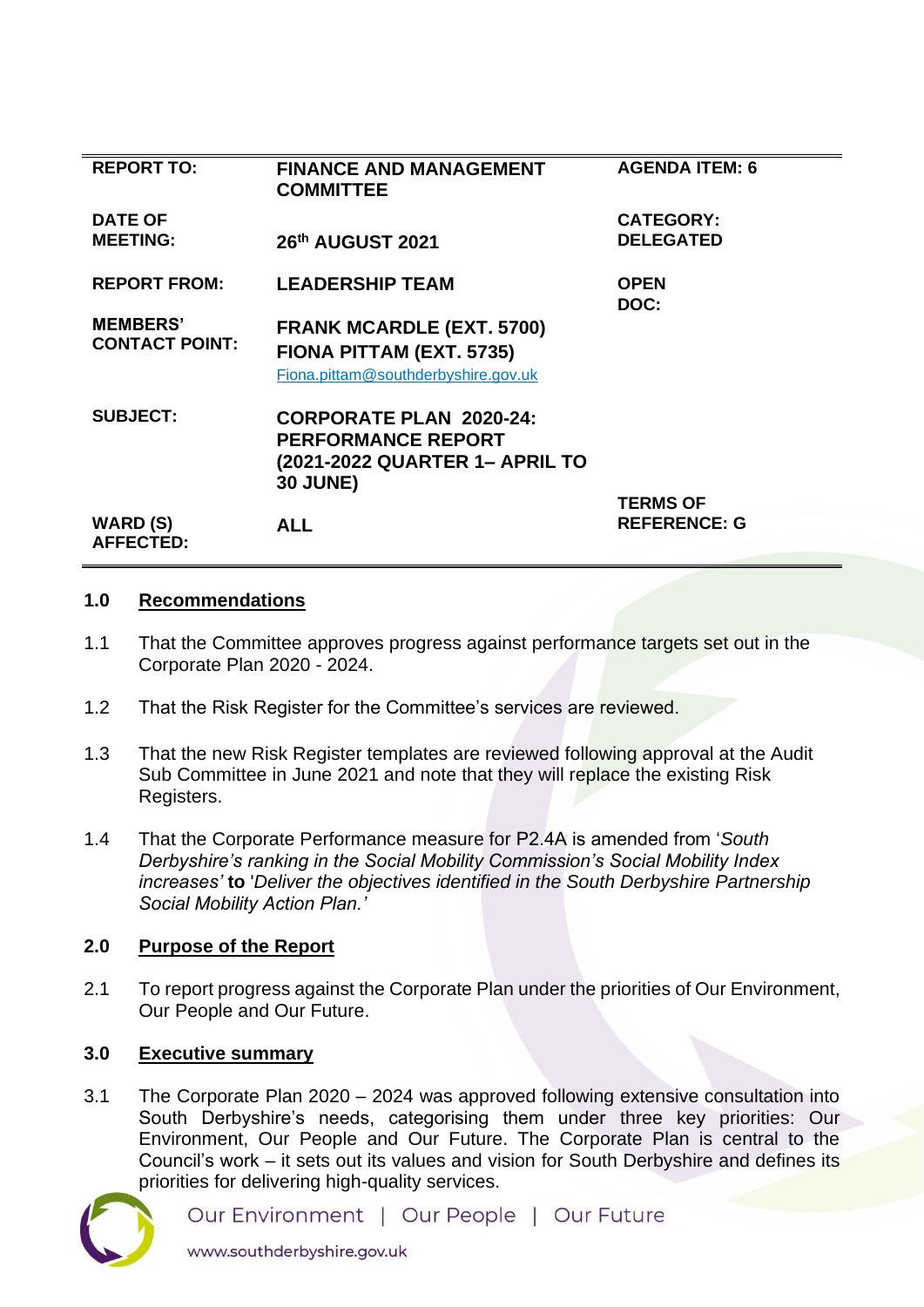| | | |
|---|---|---|
| **REPORT TO:** | **FINANCE AND MANAGEMENT COMMITTEE** | **AGENDA ITEM: 6** |
| **DATE OF MEETING:** | **26th AUGUST 2021** | **CATEGORY: DELEGATED** |
| **REPORT FROM:** | **LEADERSHIP TEAM** | **OPEN DOC:** |
| **MEMBERS' CONTACT POINT:** | **FRANK MCARDLE (EXT. 5700)**<br>**FIONA PITTAM (EXT. 5735)**<br>Fiona.pittam@southderbyshire.gov.uk | |
| **SUBJECT:** | **CORPORATE PLAN 2020-24: PERFORMANCE REPORT (2021-2022 QUARTER 1– APRIL TO 30 JUNE)** | |
| **WARD (S) AFFECTED:** | **ALL** | **TERMS OF REFERENCE: G** |

## 1.0 Recommendations

1.1 That the Committee approves progress against performance targets set out in the Corporate Plan 2020 - 2024.

1.2 That the Risk Register for the Committee's services are reviewed.

1.3 That the new Risk Register templates are reviewed following approval at the Audit Sub Committee in June 2021 and note that they will replace the existing Risk Registers.

1.4 That the Corporate Performance measure for P2.4A is amended from '*South Derbyshire's ranking in the Social Mobility Commission's Social Mobility Index increases'* **to** '*Deliver the objectives identified in the South Derbyshire Partnership Social Mobility Action Plan.'*

## 2.0 Purpose of the Report

2.1 To report progress against the Corporate Plan under the priorities of Our Environment, Our People and Our Future.

## 3.0 Executive summary

3.1 The Corporate Plan 2020 – 2024 was approved following extensive consultation into South Derbyshire's needs, categorising them under three key priorities: Our Environment, Our People and Our Future. The Corporate Plan is central to the Council's work – it sets out its values and vision for South Derbyshire and defines its priorities for delivering high-quality services.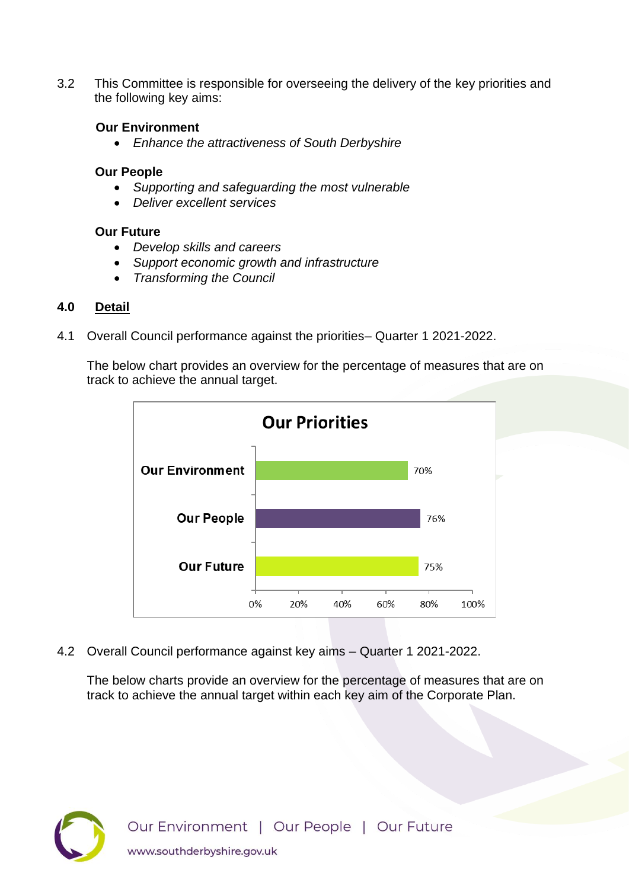3.2 This Committee is responsible for overseeing the delivery of the key priorities and the following key aims:

**Our Environment**

- *Enhance the attractiveness of South Derbyshire*

**Our People**

- *Supporting and safeguarding the most vulnerable*
- *Deliver excellent services*

**Our Future**

- *Develop skills and careers*
- *Support economic growth and infrastructure*
- *Transforming the Council*

## 4.0 Detail

4.1 Overall Council performance against the priorities– Quarter 1 2021-2022.

The below chart provides an overview for the percentage of measures that are on track to achieve the annual target.

**Our Priorities**

| Priority | % on track |
|---|---|
| Our Environment | 70% |
| Our People | 76% |
| Our Future | 75% |

4.2 Overall Council performance against key aims – Quarter 1 2021-2022.

The below charts provide an overview for the percentage of measures that are on track to achieve the annual target within each key aim of the Corporate Plan.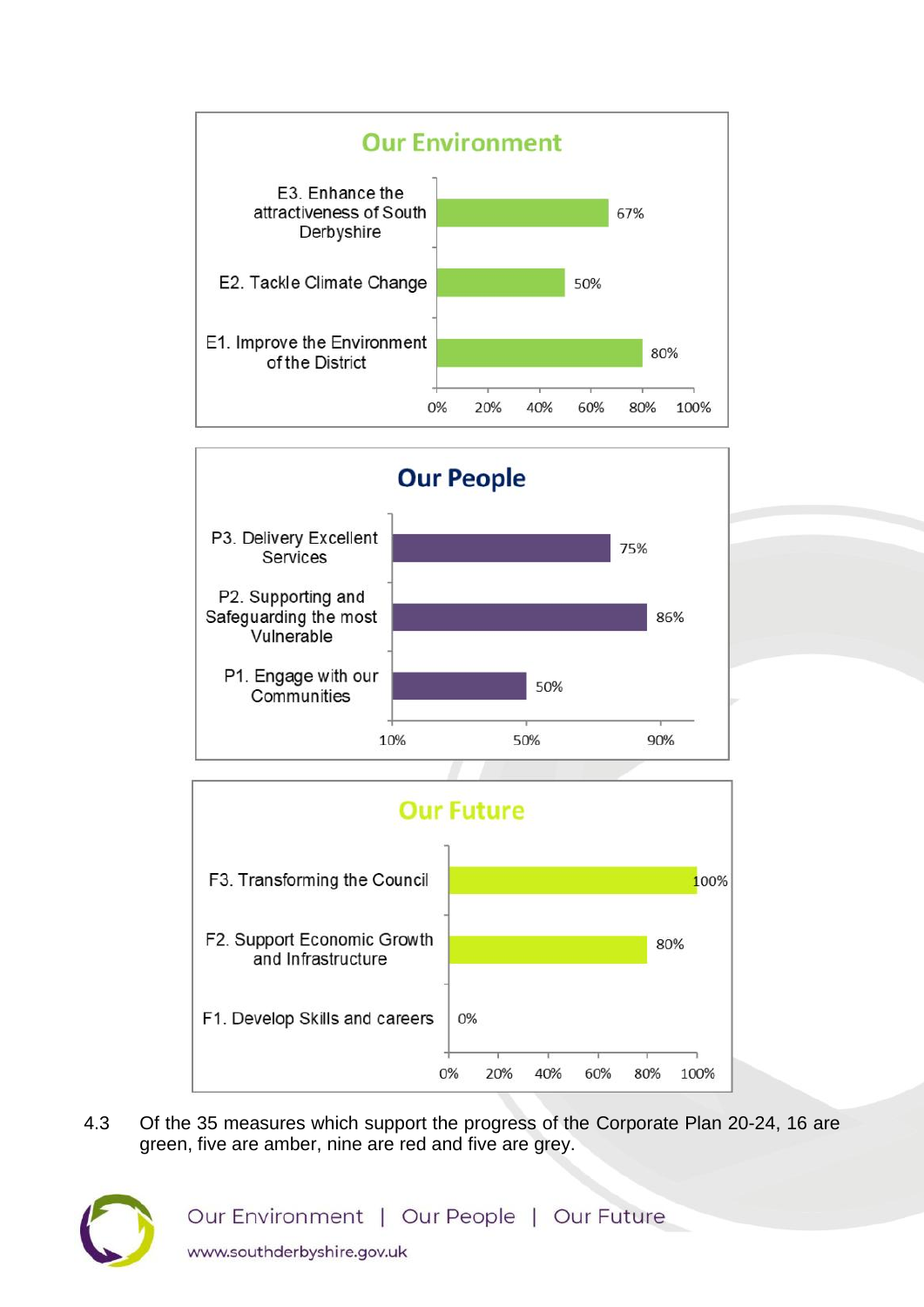## Our Environment

| Measure | Progress |
|---|---|
| E3. Enhance the attractiveness of South Derbyshire | 67% |
| E2. Tackle Climate Change | 50% |
| E1. Improve the Environment of the District | 80% |

## Our People

| Measure | Progress |
|---|---|
| P3. Delivery Excellent Services | 75% |
| P2. Supporting and Safeguarding the most Vulnerable | 86% |
| P1. Engage with our Communities | 50% |

## Our Future

| Measure | Progress |
|---|---|
| F3. Transforming the Council | 100% |
| F2. Support Economic Growth and Infrastructure | 80% |
| F1. Develop Skills and careers | 0% |

4.3 Of the 35 measures which support the progress of the Corporate Plan 20-24, 16 are green, five are amber, nine are red and five are grey.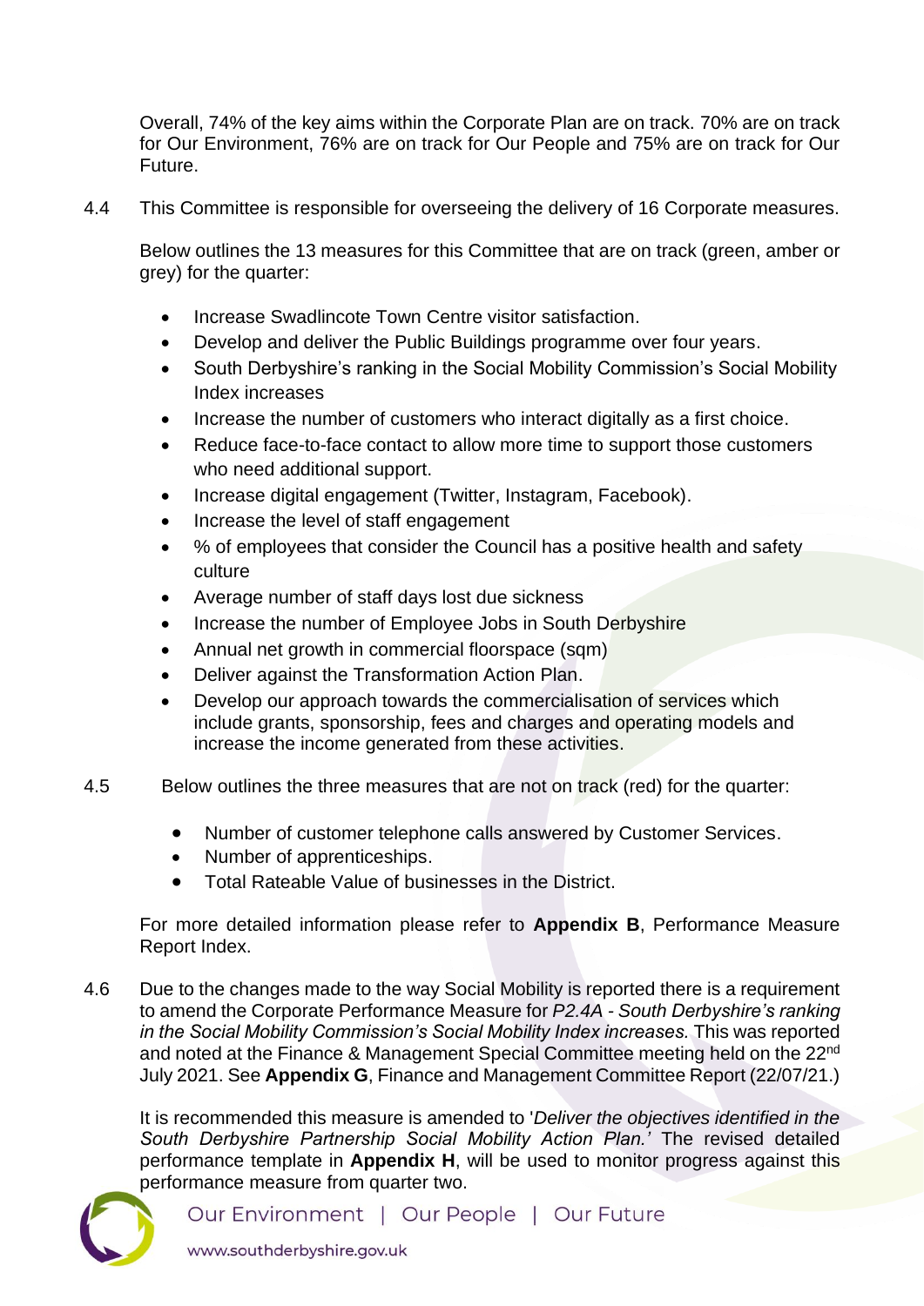Overall, 74% of the key aims within the Corporate Plan are on track. 70% are on track for Our Environment, 76% are on track for Our People and 75% are on track for Our Future.

4.4 This Committee is responsible for overseeing the delivery of 16 Corporate measures.

Below outlines the 13 measures for this Committee that are on track (green, amber or grey) for the quarter:

- Increase Swadlincote Town Centre visitor satisfaction.
- Develop and deliver the Public Buildings programme over four years.
- South Derbyshire's ranking in the Social Mobility Commission's Social Mobility Index increases
- Increase the number of customers who interact digitally as a first choice.
- Reduce face-to-face contact to allow more time to support those customers who need additional support.
- Increase digital engagement (Twitter, Instagram, Facebook).
- Increase the level of staff engagement
- % of employees that consider the Council has a positive health and safety culture
- Average number of staff days lost due sickness
- Increase the number of Employee Jobs in South Derbyshire
- Annual net growth in commercial floorspace (sqm)
- Deliver against the Transformation Action Plan.
- Develop our approach towards the commercialisation of services which include grants, sponsorship, fees and charges and operating models and increase the income generated from these activities.

4.5 Below outlines the three measures that are not on track (red) for the quarter:

- Number of customer telephone calls answered by Customer Services.
- Number of apprenticeships.
- Total Rateable Value of businesses in the District.

For more detailed information please refer to **Appendix B**, Performance Measure Report Index.

4.6 Due to the changes made to the way Social Mobility is reported there is a requirement to amend the Corporate Performance Measure for *P2.4A - South Derbyshire's ranking in the Social Mobility Commission's Social Mobility Index increases.* This was reported and noted at the Finance & Management Special Committee meeting held on the 22nd July 2021. See **Appendix G**, Finance and Management Committee Report (22/07/21.)

It is recommended this measure is amended to '*Deliver the objectives identified in the South Derbyshire Partnership Social Mobility Action Plan.'* The revised detailed performance template in **Appendix H**, will be used to monitor progress against this performance measure from quarter two.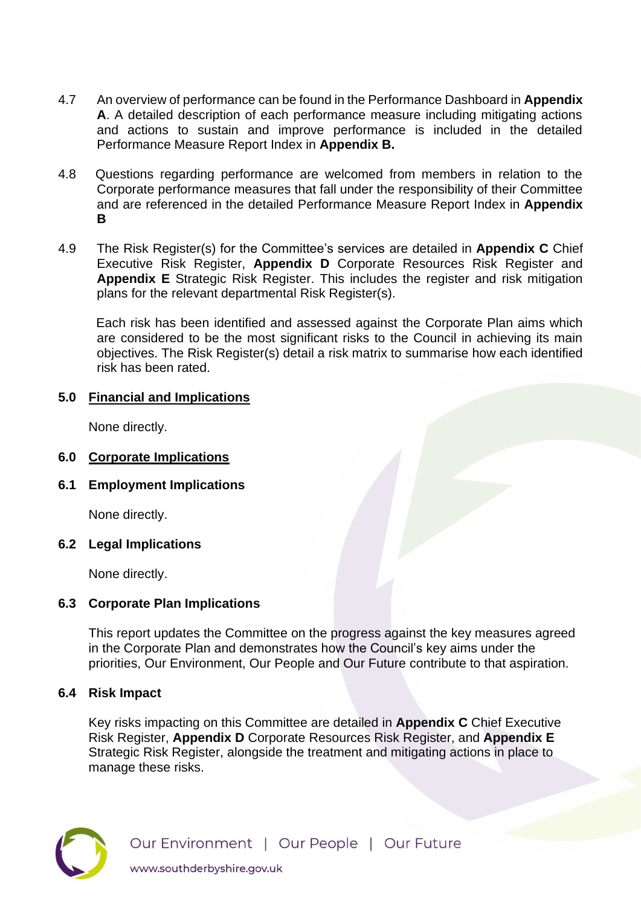4.7 An overview of performance can be found in the Performance Dashboard in **Appendix A**. A detailed description of each performance measure including mitigating actions and actions to sustain and improve performance is included in the detailed Performance Measure Report Index in **Appendix B.**

4.8 Questions regarding performance are welcomed from members in relation to the Corporate performance measures that fall under the responsibility of their Committee and are referenced in the detailed Performance Measure Report Index in **Appendix B**

4.9 The Risk Register(s) for the Committee's services are detailed in **Appendix C** Chief Executive Risk Register, **Appendix D** Corporate Resources Risk Register and **Appendix E** Strategic Risk Register. This includes the register and risk mitigation plans for the relevant departmental Risk Register(s).

Each risk has been identified and assessed against the Corporate Plan aims which are considered to be the most significant risks to the Council in achieving its main objectives. The Risk Register(s) detail a risk matrix to summarise how each identified risk has been rated.

## 5.0 Financial and Implications

None directly.

## 6.0 Corporate Implications

### 6.1 Employment Implications

None directly.

### 6.2 Legal Implications

None directly.

### 6.3 Corporate Plan Implications

This report updates the Committee on the progress against the key measures agreed in the Corporate Plan and demonstrates how the Council's key aims under the priorities, Our Environment, Our People and Our Future contribute to that aspiration.

### 6.4 Risk Impact

Key risks impacting on this Committee are detailed in **Appendix C** Chief Executive Risk Register, **Appendix D** Corporate Resources Risk Register, and **Appendix E** Strategic Risk Register, alongside the treatment and mitigating actions in place to manage these risks.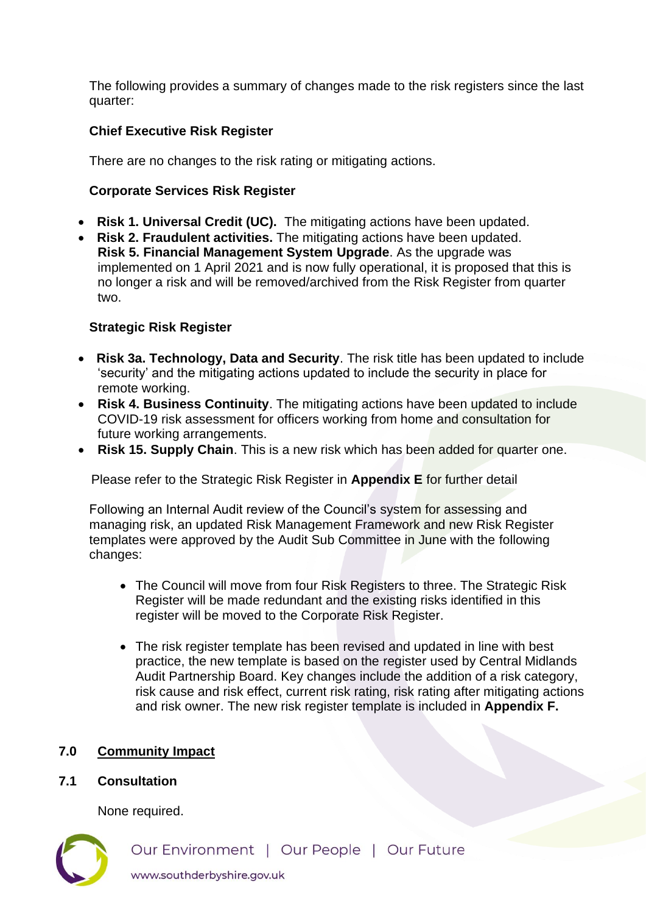The following provides a summary of changes made to the risk registers since the last quarter:

**Chief Executive Risk Register**

There are no changes to the risk rating or mitigating actions.

**Corporate Services Risk Register**

- **Risk 1. Universal Credit (UC).** The mitigating actions have been updated.
- **Risk 2. Fraudulent activities.** The mitigating actions have been updated.
  **Risk 5. Financial Management System Upgrade**. As the upgrade was implemented on 1 April 2021 and is now fully operational, it is proposed that this is no longer a risk and will be removed/archived from the Risk Register from quarter two.

**Strategic Risk Register**

- **Risk 3a. Technology, Data and Security**. The risk title has been updated to include 'security' and the mitigating actions updated to include the security in place for remote working.
- **Risk 4. Business Continuity**. The mitigating actions have been updated to include COVID-19 risk assessment for officers working from home and consultation for future working arrangements.
- **Risk 15. Supply Chain**. This is a new risk which has been added for quarter one.

Please refer to the Strategic Risk Register in **Appendix E** for further detail

Following an Internal Audit review of the Council's system for assessing and managing risk, an updated Risk Management Framework and new Risk Register templates were approved by the Audit Sub Committee in June with the following changes:

- The Council will move from four Risk Registers to three. The Strategic Risk Register will be made redundant and the existing risks identified in this register will be moved to the Corporate Risk Register.

- The risk register template has been revised and updated in line with best practice, the new template is based on the register used by Central Midlands Audit Partnership Board. Key changes include the addition of a risk category, risk cause and risk effect, current risk rating, risk rating after mitigating actions and risk owner. The new risk register template is included in **Appendix F.**

## 7.0 Community Impact

### 7.1 Consultation

None required.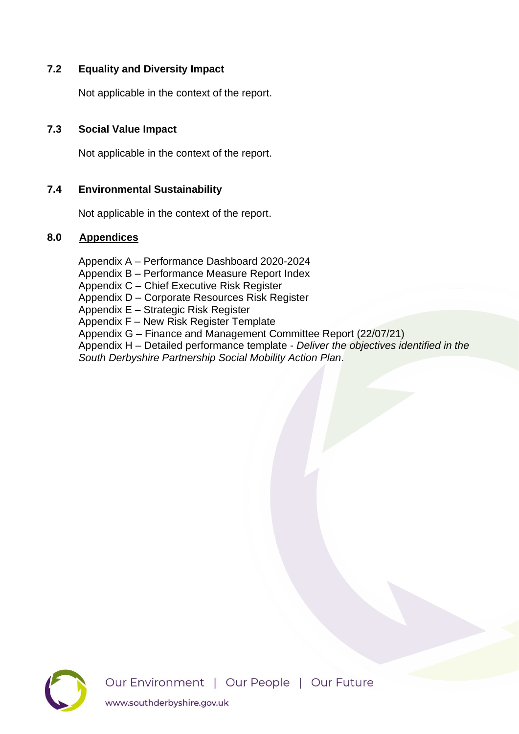### 7.2 Equality and Diversity Impact

Not applicable in the context of the report.

### 7.3 Social Value Impact

Not applicable in the context of the report.

### 7.4 Environmental Sustainability

Not applicable in the context of the report.

## 8.0 Appendices

Appendix A – Performance Dashboard 2020-2024
Appendix B – Performance Measure Report Index
Appendix C – Chief Executive Risk Register
Appendix D – Corporate Resources Risk Register
Appendix E – Strategic Risk Register
Appendix F – New Risk Register Template
Appendix G – Finance and Management Committee Report (22/07/21)
Appendix H – Detailed performance template - *Deliver the objectives identified in the South Derbyshire Partnership Social Mobility Action Plan*.